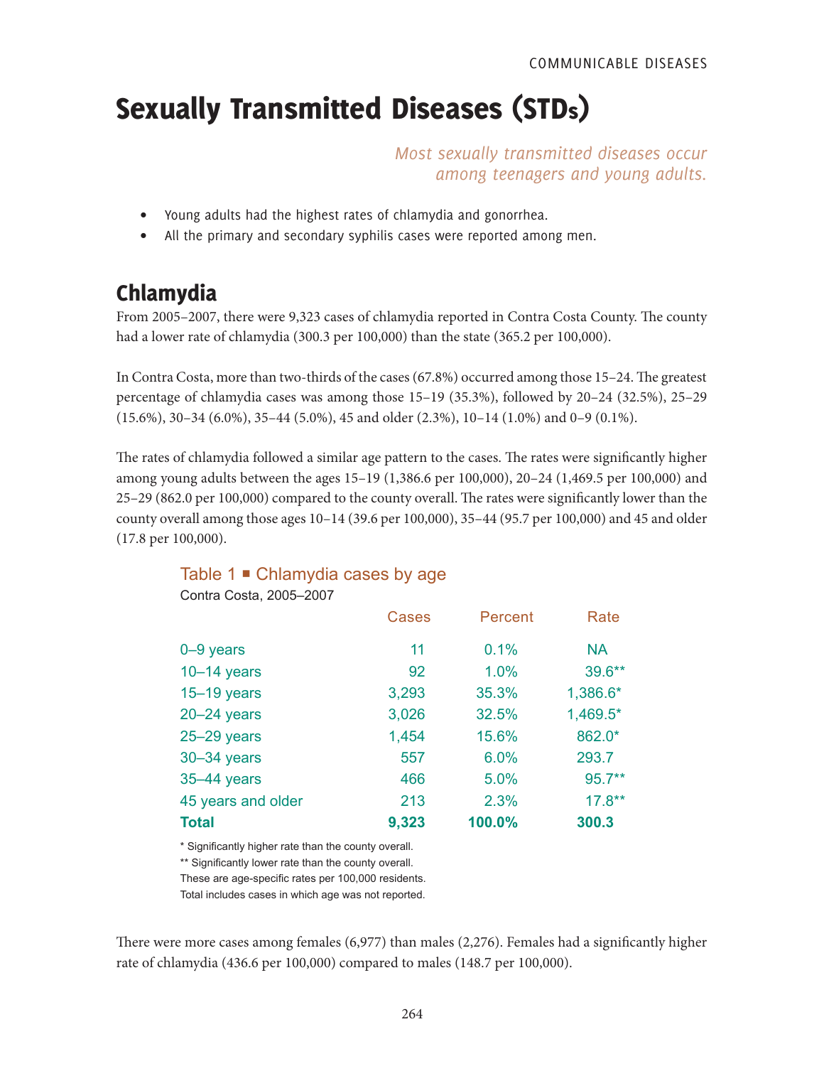# Sexually Transmitted Diseases (STDs)

*Most sexually transmitted diseases occur among teenagers and young adults.*

- Young adults had the highest rates of chlamydia and gonorrhea.
- All the primary and secondary syphilis cases were reported among men.

## Chlamydia

From 2005–2007, there were 9,323 cases of chlamydia reported in Contra Costa County. The county had a lower rate of chlamydia (300.3 per 100,000) than the state (365.2 per 100,000).

In Contra Costa, more than two-thirds of the cases (67.8%) occurred among those 15–24. The greatest percentage of chlamydia cases was among those 15–19 (35.3%), followed by 20–24 (32.5%), 25–29 (15.6%), 30–34 (6.0%), 35–44 (5.0%), 45 and older (2.3%), 10–14 (1.0%) and 0–9 (0.1%).

The rates of chlamydia followed a similar age pattern to the cases. The rates were significantly higher among young adults between the ages 15–19 (1,386.6 per 100,000), 20–24 (1,469.5 per 100,000) and 25–29 (862.0 per 100,000) compared to the county overall. The rates were significantly lower than the county overall among those ages 10–14 (39.6 per 100,000), 35–44 (95.7 per 100,000) and 45 and older (17.8 per 100,000).

### Table 1 ■ Chlamydia cases by age

Contra Costa, 2005–2007

| | Cases | Percent | Rate |
|---|---|---|---|
| 0–9 years | 11 | 0.1% | NA |
| 10–14 years | 92 | 1.0% | 39.6** |
| 15–19 years | 3,293 | 35.3% | 1,386.6* |
| 20–24 years | 3,026 | 32.5% | 1,469.5* |
| 25–29 years | 1,454 | 15.6% | 862.0* |
| 30–34 years | 557 | 6.0% | 293.7 |
| 35–44 years | 466 | 5.0% | 95.7** |
| 45 years and older | 213 | 2.3% | 17.8** |
| **Total** | **9,323** | **100.0%** | **300.3** |

\* Significantly higher rate than the county overall.
** Significantly lower rate than the county overall.
These are age-specific rates per 100,000 residents.
Total includes cases in which age was not reported.

There were more cases among females (6,977) than males (2,276). Females had a significantly higher rate of chlamydia (436.6 per 100,000) compared to males (148.7 per 100,000).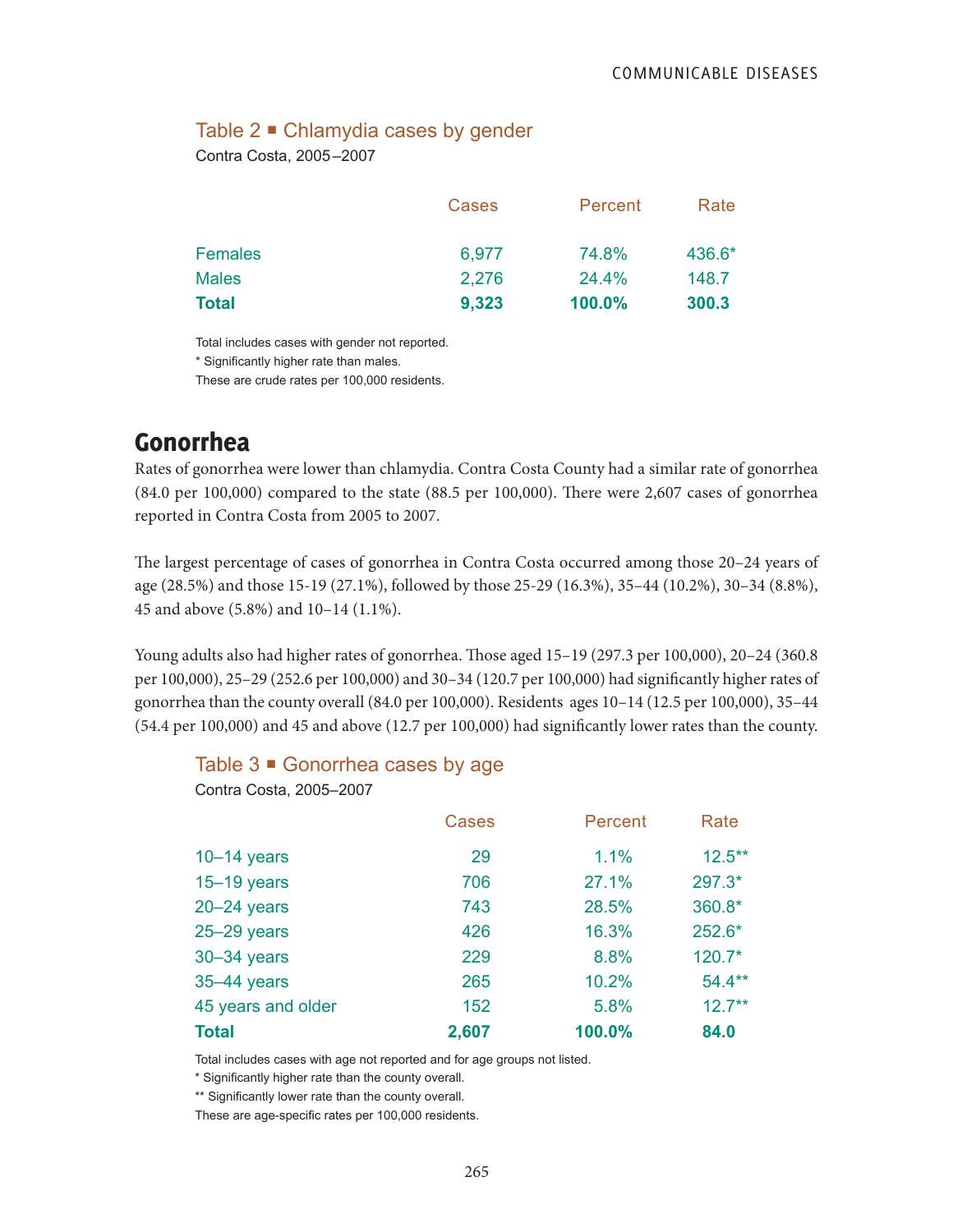### Table 2 ■ Chlamydia cases by gender

Contra Costa, 2005–2007

| | Cases | Percent | Rate |
|---|---|---|---|
| Females | 6,977 | 74.8% | 436.6* |
| Males | 2,276 | 24.4% | 148.7 |
| **Total** | **9,323** | **100.0%** | **300.3** |

Total includes cases with gender not reported.
* Significantly higher rate than males.
These are crude rates per 100,000 residents.

## Gonorrhea

Rates of gonorrhea were lower than chlamydia. Contra Costa County had a similar rate of gonorrhea (84.0 per 100,000) compared to the state (88.5 per 100,000). There were 2,607 cases of gonorrhea reported in Contra Costa from 2005 to 2007.

The largest percentage of cases of gonorrhea in Contra Costa occurred among those 20–24 years of age (28.5%) and those 15-19 (27.1%), followed by those 25-29 (16.3%), 35–44 (10.2%), 30–34 (8.8%), 45 and above (5.8%) and 10–14 (1.1%).

Young adults also had higher rates of gonorrhea. Those aged 15–19 (297.3 per 100,000), 20–24 (360.8 per 100,000), 25–29 (252.6 per 100,000) and 30–34 (120.7 per 100,000) had significantly higher rates of gonorrhea than the county overall (84.0 per 100,000). Residents ages 10–14 (12.5 per 100,000), 35–44 (54.4 per 100,000) and 45 and above (12.7 per 100,000) had significantly lower rates than the county.

### Table 3 ■ Gonorrhea cases by age

Contra Costa, 2005–2007

| | Cases | Percent | Rate |
|---|---|---|---|
| 10–14 years | 29 | 1.1% | 12.5** |
| 15–19 years | 706 | 27.1% | 297.3* |
| 20–24 years | 743 | 28.5% | 360.8* |
| 25–29 years | 426 | 16.3% | 252.6* |
| 30–34 years | 229 | 8.8% | 120.7* |
| 35–44 years | 265 | 10.2% | 54.4** |
| 45 years and older | 152 | 5.8% | 12.7** |
| **Total** | **2,607** | **100.0%** | **84.0** |

Total includes cases with age not reported and for age groups not listed.
* Significantly higher rate than the county overall.
** Significantly lower rate than the county overall.
These are age-specific rates per 100,000 residents.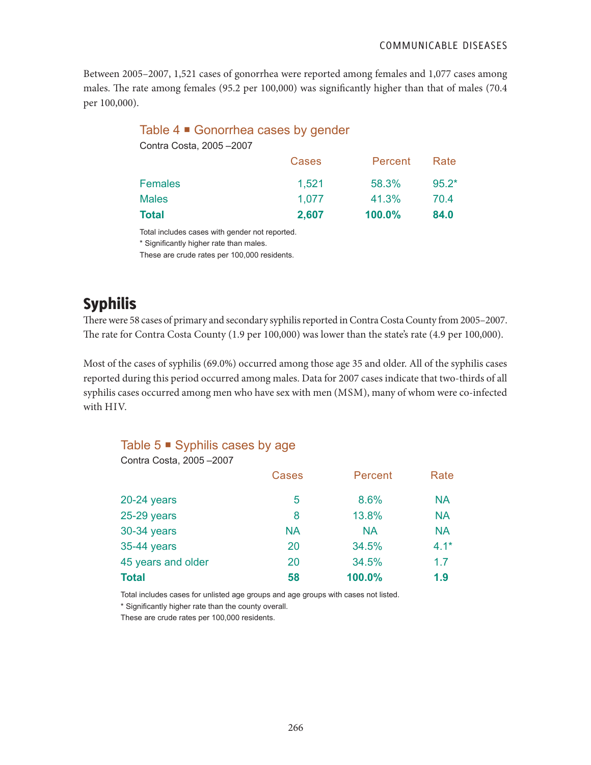Between 2005–2007, 1,521 cases of gonorrhea were reported among females and 1,077 cases among males. The rate among females (95.2 per 100,000) was significantly higher than that of males (70.4 per 100,000).

### Table 4 ■ Gonorrhea cases by gender

Contra Costa, 2005 –2007

| | Cases | Percent | Rate |
|---|---|---|---|
| Females | 1,521 | 58.3% | 95.2* |
| Males | 1,077 | 41.3% | 70.4 |
| **Total** | **2,607** | **100.0%** | **84.0** |

Total includes cases with gender not reported.
* Significantly higher rate than males.
These are crude rates per 100,000 residents.

## Syphilis

There were 58 cases of primary and secondary syphilis reported in Contra Costa County from 2005–2007. The rate for Contra Costa County (1.9 per 100,000) was lower than the state's rate (4.9 per 100,000).

Most of the cases of syphilis (69.0%) occurred among those age 35 and older. All of the syphilis cases reported during this period occurred among males. Data for 2007 cases indicate that two-thirds of all syphilis cases occurred among men who have sex with men (MSM), many of whom were co-infected with HIV.

### Table 5 ■ Syphilis cases by age

Contra Costa, 2005 –2007

| | Cases | Percent | Rate |
|---|---|---|---|
| 20-24 years | 5 | 8.6% | NA |
| 25-29 years | 8 | 13.8% | NA |
| 30-34 years | NA | NA | NA |
| 35-44 years | 20 | 34.5% | 4.1* |
| 45 years and older | 20 | 34.5% | 1.7 |
| **Total** | **58** | **100.0%** | **1.9** |

Total includes cases for unlisted age groups and age groups with cases not listed.
* Significantly higher rate than the county overall.
These are crude rates per 100,000 residents.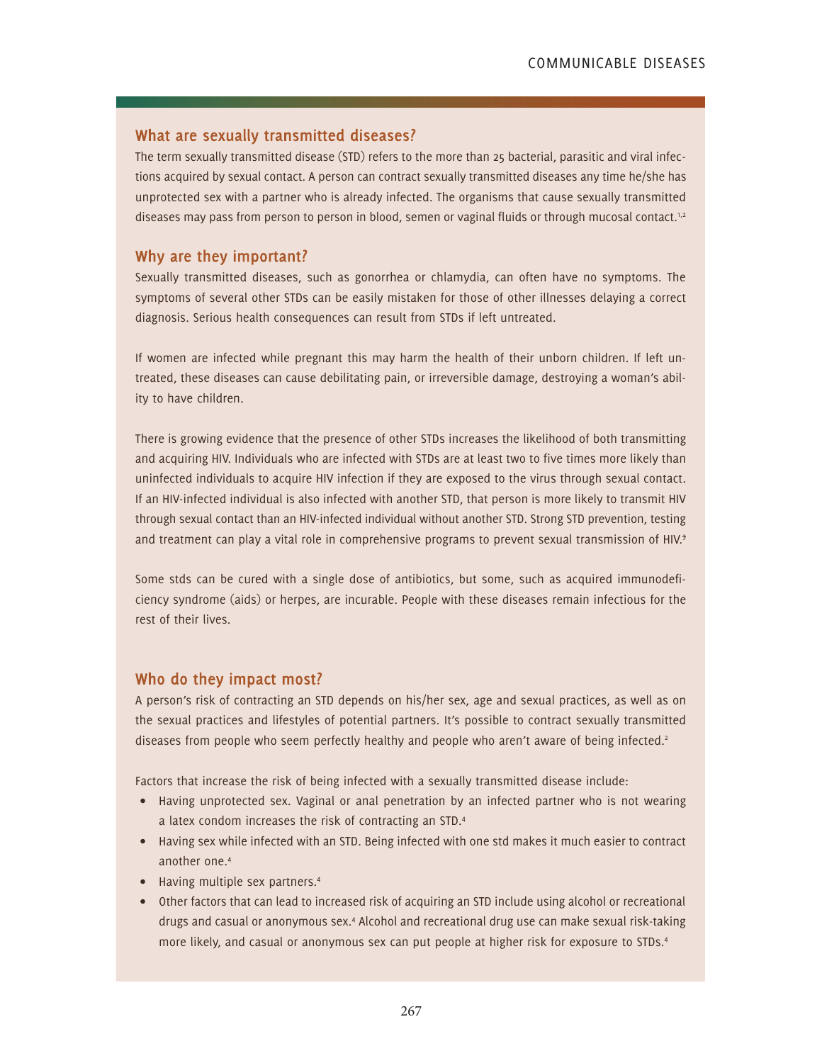## What are sexually transmitted diseases?

The term sexually transmitted disease (STD) refers to the more than 25 bacterial, parasitic and viral infections acquired by sexual contact. A person can contract sexually transmitted diseases any time he/she has unprotected sex with a partner who is already infected. The organisms that cause sexually transmitted diseases may pass from person to person in blood, semen or vaginal fluids or through mucosal contact.[1,2]

## Why are they important?

Sexually transmitted diseases, such as gonorrhea or chlamydia, can often have no symptoms. The symptoms of several other STDs can be easily mistaken for those of other illnesses delaying a correct diagnosis. Serious health consequences can result from STDs if left untreated.

If women are infected while pregnant this may harm the health of their unborn children. If left untreated, these diseases can cause debilitating pain, or irreversible damage, destroying a woman's ability to have children.

There is growing evidence that the presence of other STDs increases the likelihood of both transmitting and acquiring HIV. Individuals who are infected with STDs are at least two to five times more likely than uninfected individuals to acquire HIV infection if they are exposed to the virus through sexual contact. If an HIV-infected individual is also infected with another STD, that person is more likely to transmit HIV through sexual contact than an HIV-infected individual without another STD. Strong STD prevention, testing and treatment can play a vital role in comprehensive programs to prevent sexual transmission of HIV.[3]

Some stds can be cured with a single dose of antibiotics, but some, such as acquired immunodeficiency syndrome (aids) or herpes, are incurable. People with these diseases remain infectious for the rest of their lives.

## Who do they impact most?

A person's risk of contracting an STD depends on his/her sex, age and sexual practices, as well as on the sexual practices and lifestyles of potential partners. It's possible to contract sexually transmitted diseases from people who seem perfectly healthy and people who aren't aware of being infected.[2]

Factors that increase the risk of being infected with a sexually transmitted disease include:

- Having unprotected sex. Vaginal or anal penetration by an infected partner who is not wearing a latex condom increases the risk of contracting an STD.[4]
- Having sex while infected with an STD. Being infected with one std makes it much easier to contract another one.[4]
- Having multiple sex partners.[4]
- Other factors that can lead to increased risk of acquiring an STD include using alcohol or recreational drugs and casual or anonymous sex.[4] Alcohol and recreational drug use can make sexual risk-taking more likely, and casual or anonymous sex can put people at higher risk for exposure to STDs.[4]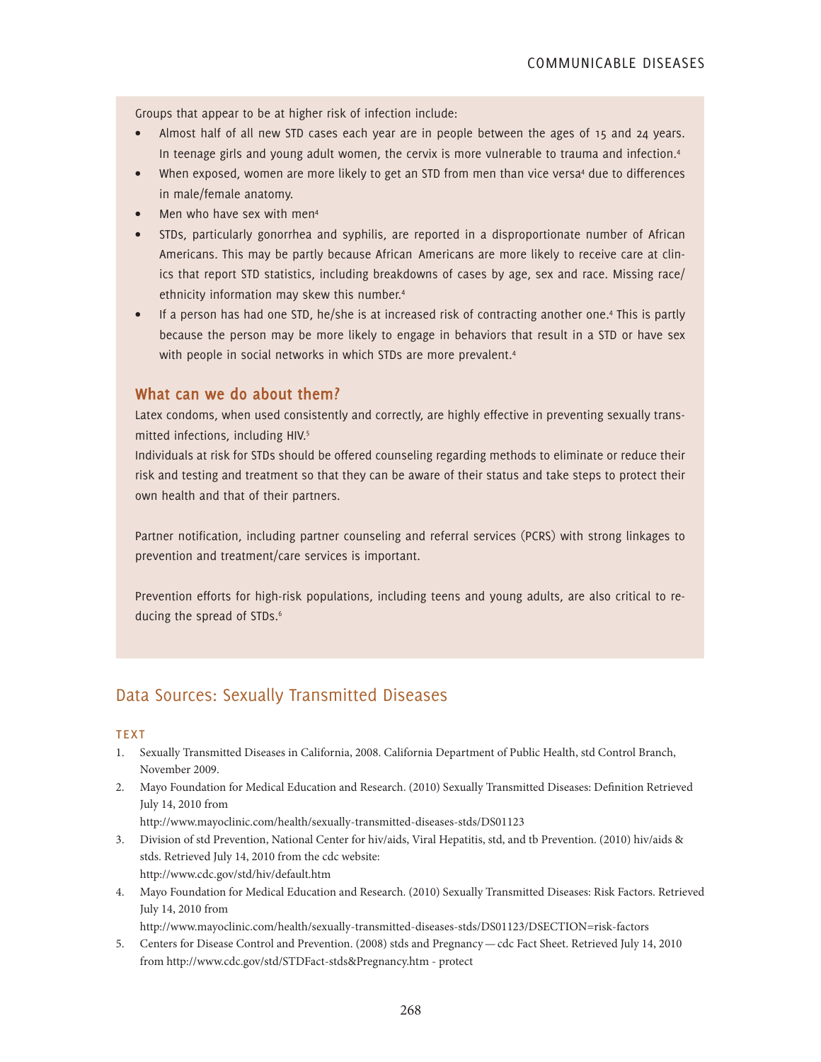Groups that appear to be at higher risk of infection include:

- Almost half of all new STD cases each year are in people between the ages of 15 and 24 years. In teenage girls and young adult women, the cervix is more vulnerable to trauma and infection.[4]
- When exposed, women are more likely to get an STD from men than vice versa[4] due to differences in male/female anatomy.
- Men who have sex with men[4]
- STDs, particularly gonorrhea and syphilis, are reported in a disproportionate number of African Americans. This may be partly because African Americans are more likely to receive care at clinics that report STD statistics, including breakdowns of cases by age, sex and race. Missing race/ethnicity information may skew this number.[4]
- If a person has had one STD, he/she is at increased risk of contracting another one.[4] This is partly because the person may be more likely to engage in behaviors that result in a STD or have sex with people in social networks in which STDs are more prevalent.[4]

### What can we do about them?

Latex condoms, when used consistently and correctly, are highly effective in preventing sexually transmitted infections, including HIV.[5]

Individuals at risk for STDs should be offered counseling regarding methods to eliminate or reduce their risk and testing and treatment so that they can be aware of their status and take steps to protect their own health and that of their partners.

Partner notification, including partner counseling and referral services (PCRS) with strong linkages to prevention and treatment/care services is important.

Prevention efforts for high-risk populations, including teens and young adults, are also critical to reducing the spread of STDs.[6]

## Data Sources: Sexually Transmitted Diseases

### TEXT

1. Sexually Transmitted Diseases in California, 2008. California Department of Public Health, std Control Branch, November 2009.
2. Mayo Foundation for Medical Education and Research. (2010) Sexually Transmitted Diseases: Definition Retrieved July 14, 2010 from http://www.mayoclinic.com/health/sexually-transmitted-diseases-stds/DS01123
3. Division of std Prevention, National Center for hiv/aids, Viral Hepatitis, std, and tb Prevention. (2010) hiv/aids & stds. Retrieved July 14, 2010 from the cdc website: http://www.cdc.gov/std/hiv/default.htm
4. Mayo Foundation for Medical Education and Research. (2010) Sexually Transmitted Diseases: Risk Factors. Retrieved July 14, 2010 from http://www.mayoclinic.com/health/sexually-transmitted-diseases-stds/DS01123/DSECTION=risk-factors
5. Centers for Disease Control and Prevention. (2008) stds and Pregnancy — cdc Fact Sheet. Retrieved July 14, 2010 from http://www.cdc.gov/std/STDFact-stds&Pregnancy.htm - protect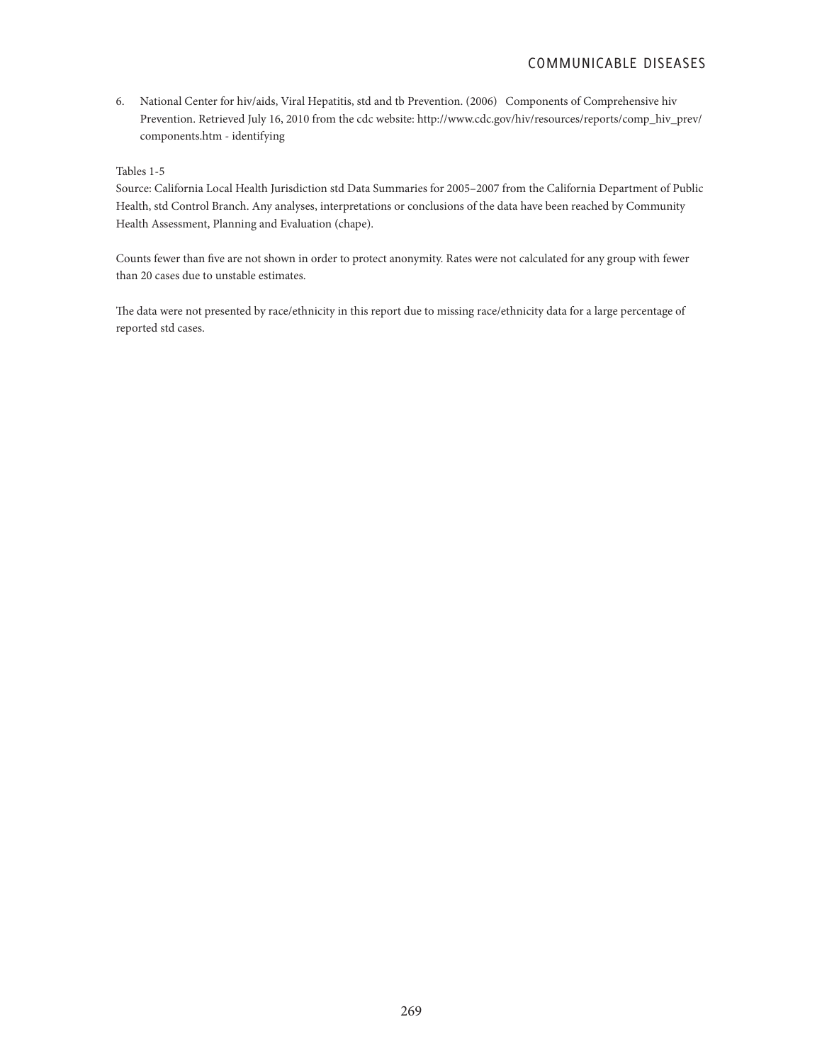6. National Center for hiv/aids, Viral Hepatitis, std and tb Prevention. (2006) Components of Comprehensive hiv Prevention. Retrieved July 16, 2010 from the cdc website: http://www.cdc.gov/hiv/resources/reports/comp_hiv_prev/components.htm - identifying

Tables 1-5

Source: California Local Health Jurisdiction std Data Summaries for 2005–2007 from the California Department of Public Health, std Control Branch. Any analyses, interpretations or conclusions of the data have been reached by Community Health Assessment, Planning and Evaluation (chape).

Counts fewer than five are not shown in order to protect anonymity. Rates were not calculated for any group with fewer than 20 cases due to unstable estimates.

The data were not presented by race/ethnicity in this report due to missing race/ethnicity data for a large percentage of reported std cases.